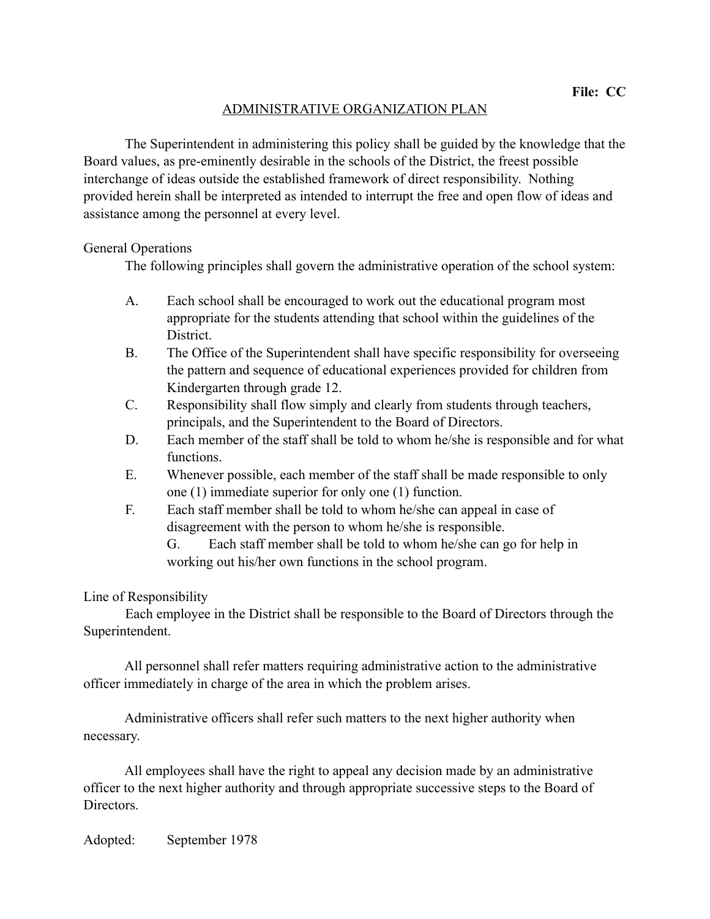**File: CC**

# ADMINISTRATIVE ORGANIZATION PLAN

The Superintendent in administering this policy shall be guided by the knowledge that the Board values, as pre-eminently desirable in the schools of the District, the freest possible interchange of ideas outside the established framework of direct responsibility. Nothing provided herein shall be interpreted as intended to interrupt the free and open flow of ideas and assistance among the personnel at every level.

## General Operations

The following principles shall govern the administrative operation of the school system:

A. Each school shall be encouraged to work out the educational program most appropriate for the students attending that school within the guidelines of the District.

B. The Office of the Superintendent shall have specific responsibility for overseeing the pattern and sequence of educational experiences provided for children from Kindergarten through grade 12.

C. Responsibility shall flow simply and clearly from students through teachers, principals, and the Superintendent to the Board of Directors.

D. Each member of the staff shall be told to whom he/she is responsible and for what functions.

E. Whenever possible, each member of the staff shall be made responsible to only one (1) immediate superior for only one (1) function.

F. Each staff member shall be told to whom he/she can appeal in case of disagreement with the person to whom he/she is responsible.

G. Each staff member shall be told to whom he/she can go for help in working out his/her own functions in the school program.

## Line of Responsibility

Each employee in the District shall be responsible to the Board of Directors through the Superintendent.

All personnel shall refer matters requiring administrative action to the administrative officer immediately in charge of the area in which the problem arises.

Administrative officers shall refer such matters to the next higher authority when necessary.

All employees shall have the right to appeal any decision made by an administrative officer to the next higher authority and through appropriate successive steps to the Board of Directors.

Adopted: September 1978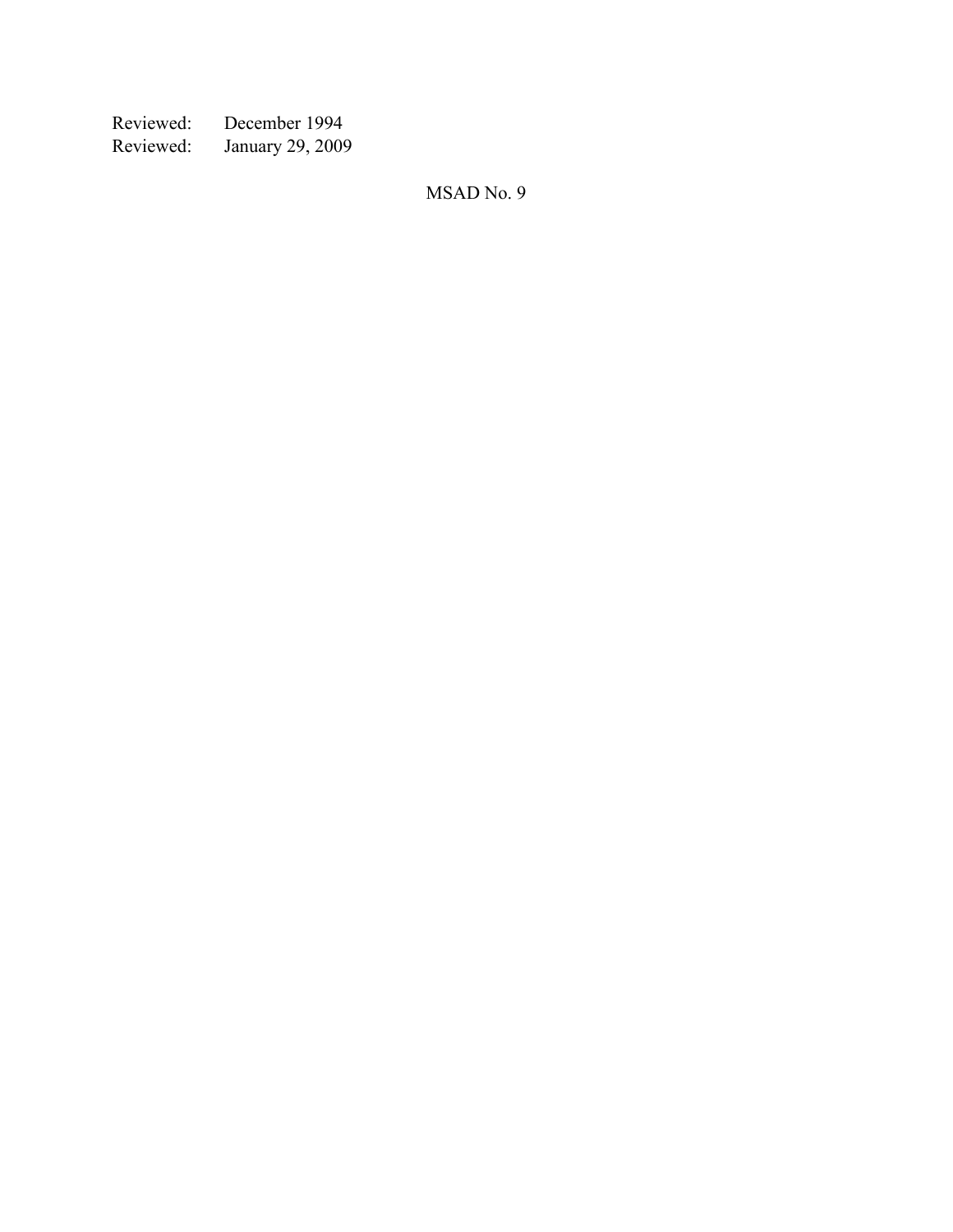Reviewed: December 1994
Reviewed: January 29, 2009

MSAD No. 9